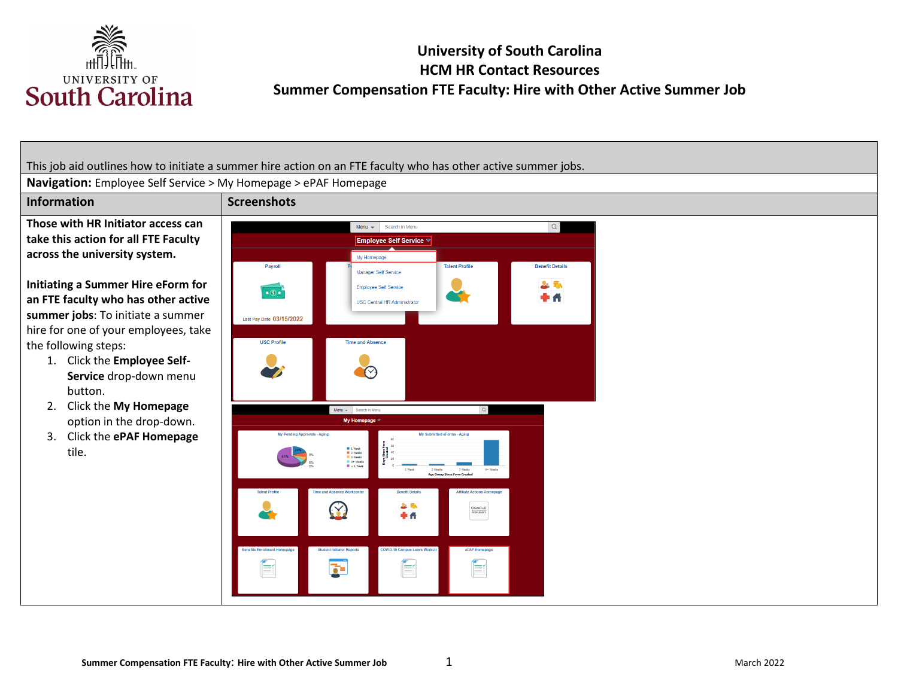# University of South Carolina
## HCM HR Contact Resources
## Summer Compensation FTE Faculty: Hire with Other Active Summer Job

This job aid outlines how to initiate a summer hire action on an FTE faculty who has other active summer jobs.

**Navigation:** Employee Self Service > My Homepage > ePAF Homepage

| Information | Screenshots |
|---|---|
| **Those with HR Initiator access can take this action for all FTE Faculty across the university system.**<br><br>**Initiating a Summer Hire eForm for an FTE faculty who has other active summer jobs**: To initiate a summer hire for one of your employees, take the following steps:<br>1. Click the **Employee Self-Service** drop-down menu button.<br>2. Click the **My Homepage** option in the drop-down.<br>3. Click the **ePAF Homepage** tile. | |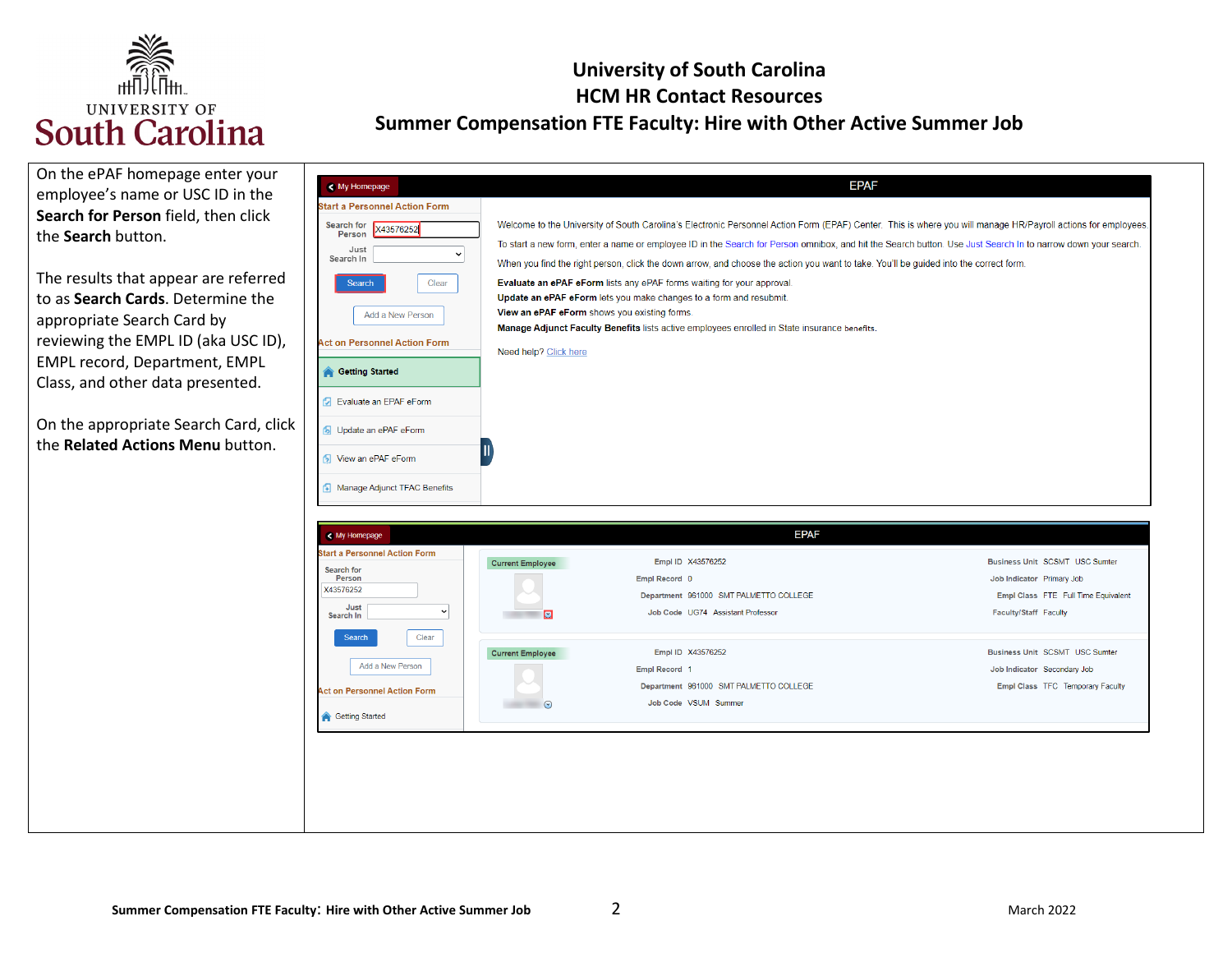# University of South Carolina
## HCM HR Contact Resources
## Summer Compensation FTE Faculty: Hire with Other Active Summer Job

On the ePAF homepage enter your employee's name or USC ID in the **Search for Person** field, then click the **Search** button.

The results that appear are referred to as **Search Cards**. Determine the appropriate Search Card by reviewing the EMPL ID (aka USC ID), EMPL record, Department, EMPL Class, and other data presented.

On the appropriate Search Card, click the **Related Actions Menu** button.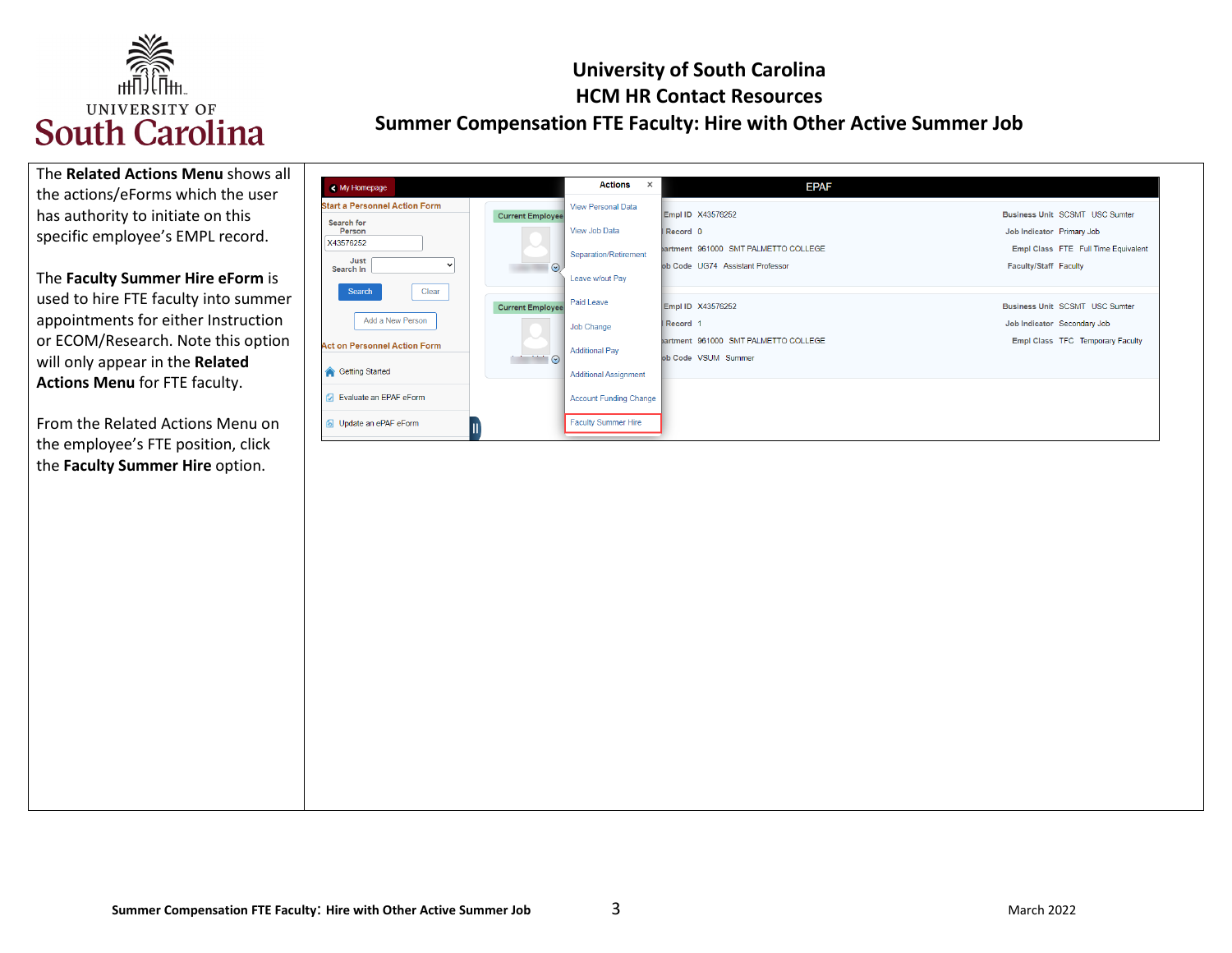# University of South Carolina
## HCM HR Contact Resources
## Summer Compensation FTE Faculty: Hire with Other Active Summer Job

The **Related Actions Menu** shows all the actions/eForms which the user has authority to initiate on this specific employee's EMPL record.

The **Faculty Summer Hire eForm** is used to hire FTE faculty into summer appointments for either Instruction or ECOM/Research. Note this option will only appear in the **Related Actions Menu** for FTE faculty.

From the Related Actions Menu on the employee's FTE position, click the **Faculty Summer Hire** option.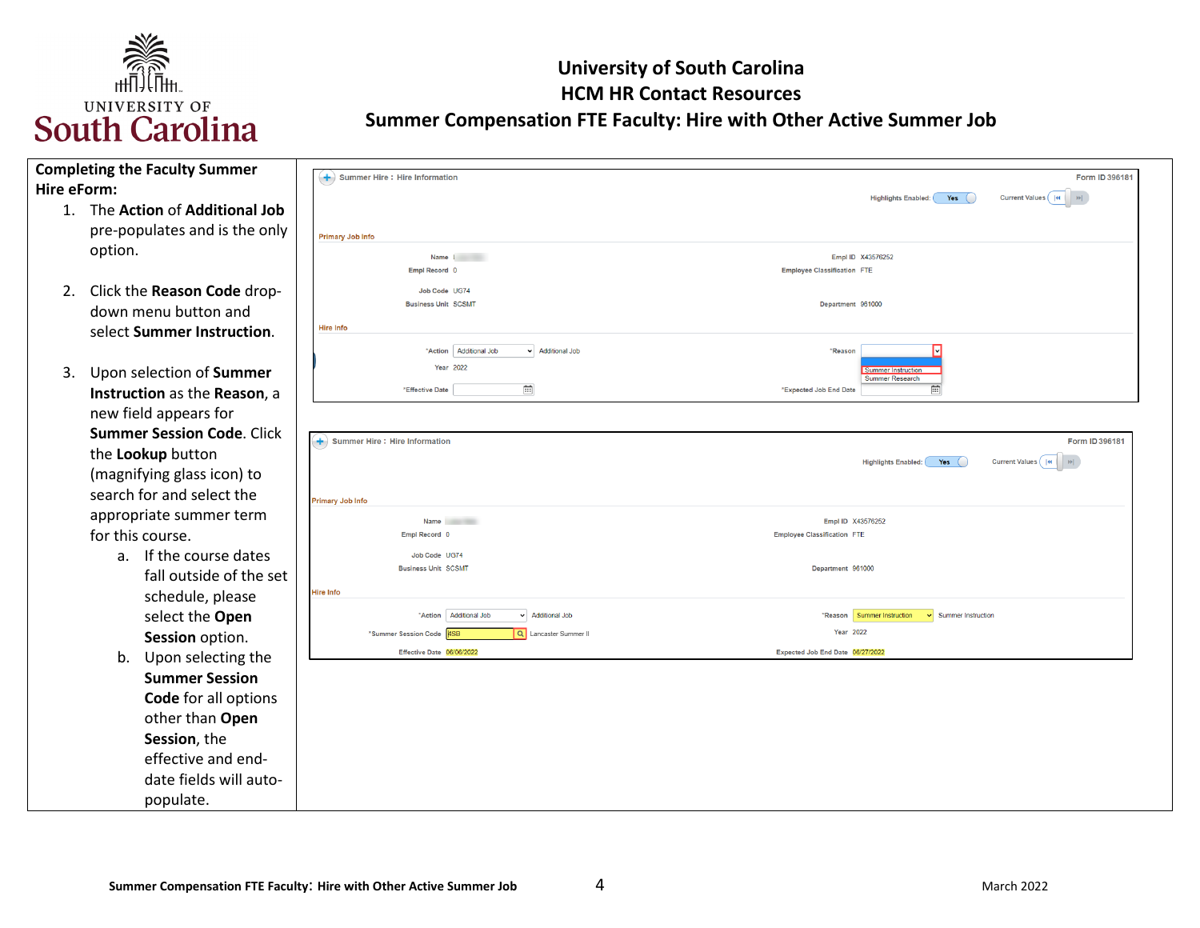**Completing the Faculty Summer Hire eForm:**

1. The **Action** of **Additional Job** pre-populates and is the only option.

2. Click the **Reason Code** drop-down menu button and select **Summer Instruction**.

3. Upon selection of **Summer Instruction** as the **Reason**, a new field appears for **Summer Session Code**. Click the **Lookup** button (magnifying glass icon) to search for and select the appropriate summer term for this course.
   a. If the course dates fall outside of the set schedule, please select the **Open Session** option.
   b. Upon selecting the **Summer Session Code** for all options other than **Open Session**, the effective and end-date fields will auto-populate.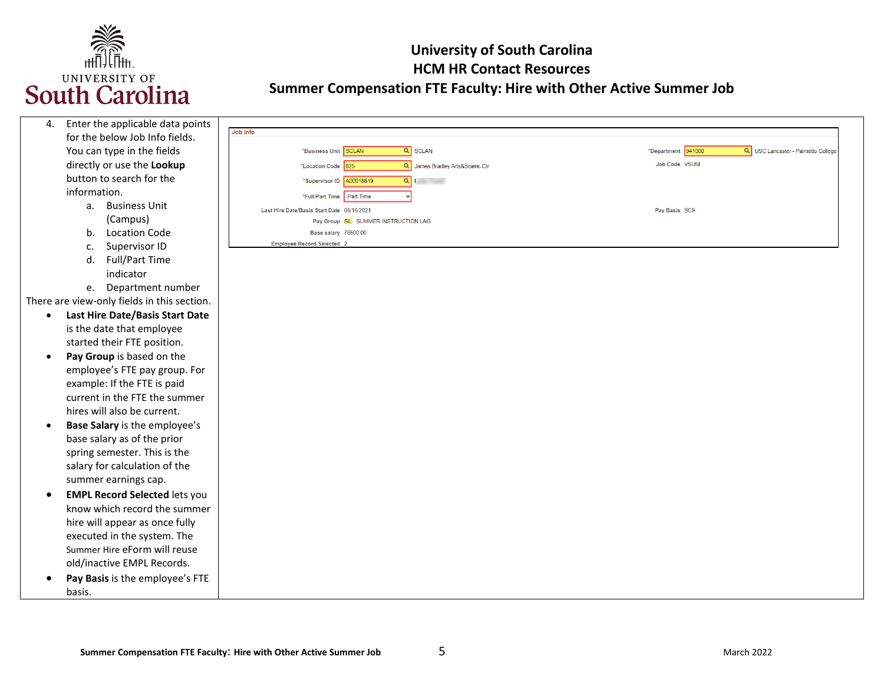4. Enter the applicable data points for the below Job Info fields. You can type in the fields directly or use the **Lookup** button to search for the information.
   a. Business Unit (Campus)
   b. Location Code
   c. Supervisor ID
   d. Full/Part Time indicator
   e. Department number

There are view-only fields in this section.

- **Last Hire Date/Basis Start Date** is the date that employee started their FTE position.
- **Pay Group** is based on the employee's FTE pay group. For example: If the FTE is paid current in the FTE the summer hires will also be current.
- **Base Salary** is the employee's base salary as of the prior spring semester. This is the salary for calculation of the summer earnings cap.
- **EMPL Record Selected** lets you know which record the summer hire will appear as once fully executed in the system. The Summer Hire eForm will reuse old/inactive EMPL Records.
- **Pay Basis** is the employee's FTE basis.

**Job Info**

| | | | |
|---|---|---|---|
| *Business Unit | SCLAN SCLAN | *Department | 941000 USC Lancaster - Palmetto College |
| *Location Code | 825 James Bradley Arts&Scienc Ctr | Job Code | VSUM |
| *Supervisor ID | A00018619 | | |
| *Full/Part Time | Part-Time | | |
| Last Hire Date/Basis Start Date | 08/16/2021 | Pay Basis | SC9 |
| Pay Group | SIL SUMMER INSTRUCTION LAG | | |
| Base salary | 78500.00 | | |
| Employee Record Selected | 2 | | |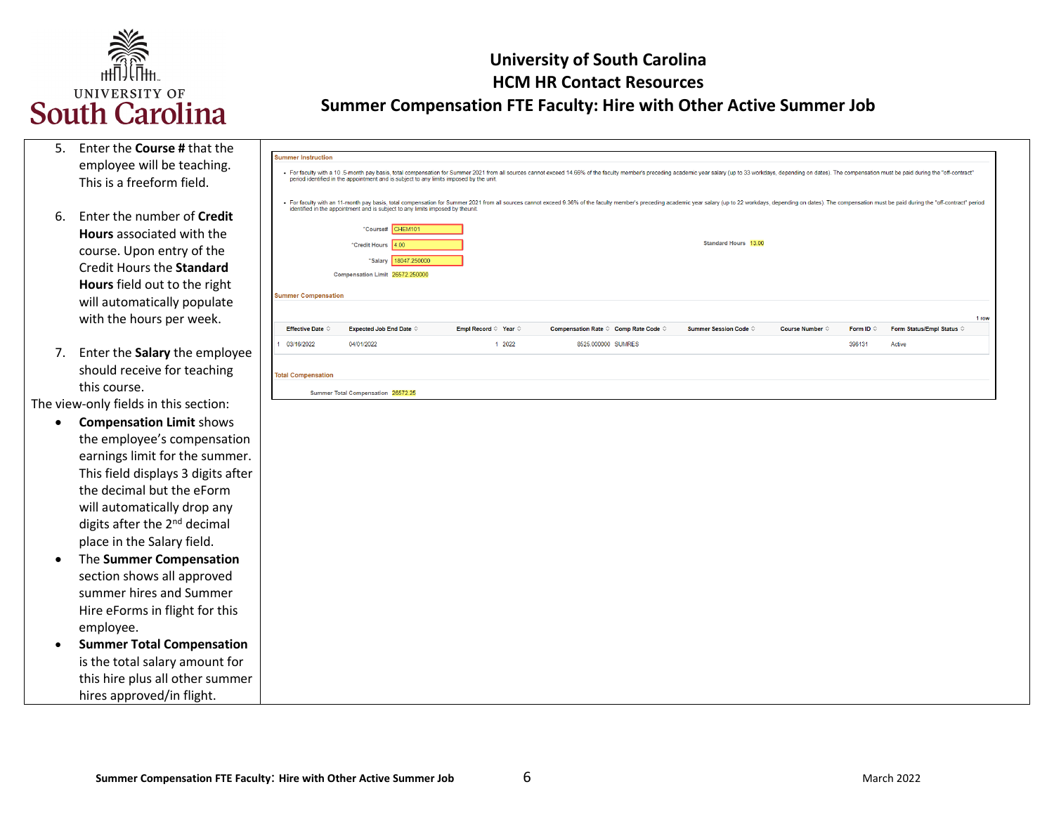5. Enter the **Course #** that the employee will be teaching. This is a freeform field.
6. Enter the number of **Credit Hours** associated with the course. Upon entry of the Credit Hours the **Standard Hours** field out to the right will automatically populate with the hours per week.
7. Enter the **Salary** the employee should receive for teaching this course.

The view-only fields in this section:

- **Compensation Limit** shows the employee's compensation earnings limit for the summer. This field displays 3 digits after the decimal but the eForm will automatically drop any digits after the 2nd decimal place in the Salary field.
- The **Summer Compensation** section shows all approved summer hires and Summer Hire eForms in flight for this employee.
- **Summer Total Compensation** is the total salary amount for this hire plus all other summer hires approved/in flight.

**Summer Instruction**

- For faculty with a 10 .5-month pay basis, total compensation for Summer 2021 from all sources cannot exceed 14.66% of the faculty member's preceding academic year salary (up to 33 workdays, depending on dates). The compensation must be paid during the "off-contract" period identified in the appointment and is subject to any limits imposed by the unit.
- For faculty with an 11-month pay basis, total compensation for Summer 2021 from all sources cannot exceed 9.36% of the faculty member's preceding academic year salary (up to 22 workdays, depending on dates). The compensation must be paid during the "off-contract" period identified in the appointment and is subject to any limits imposed by theunit.

*Course# CHEM101

*Credit Hours 4.00 — Standard Hours 13.00

*Salary 18047.250000

Compensation Limit 26572.250000

**Summer Compensation**

1 row

| | Effective Date | Expected Job End Date | Empl Record | Year | Compensation Rate | Comp Rate Code | Summer Session Code | Course Number | Form ID | Form Status/Empl Status |
|---|---|---|---|---|---|---|---|---|---|---|
| 1 | 03/16/2022 | 04/01/2022 | 1 | 2022 | 8525.000000 | SUMRES | | | 396131 | Active |

**Total Compensation**

Summer Total Compensation 26572.25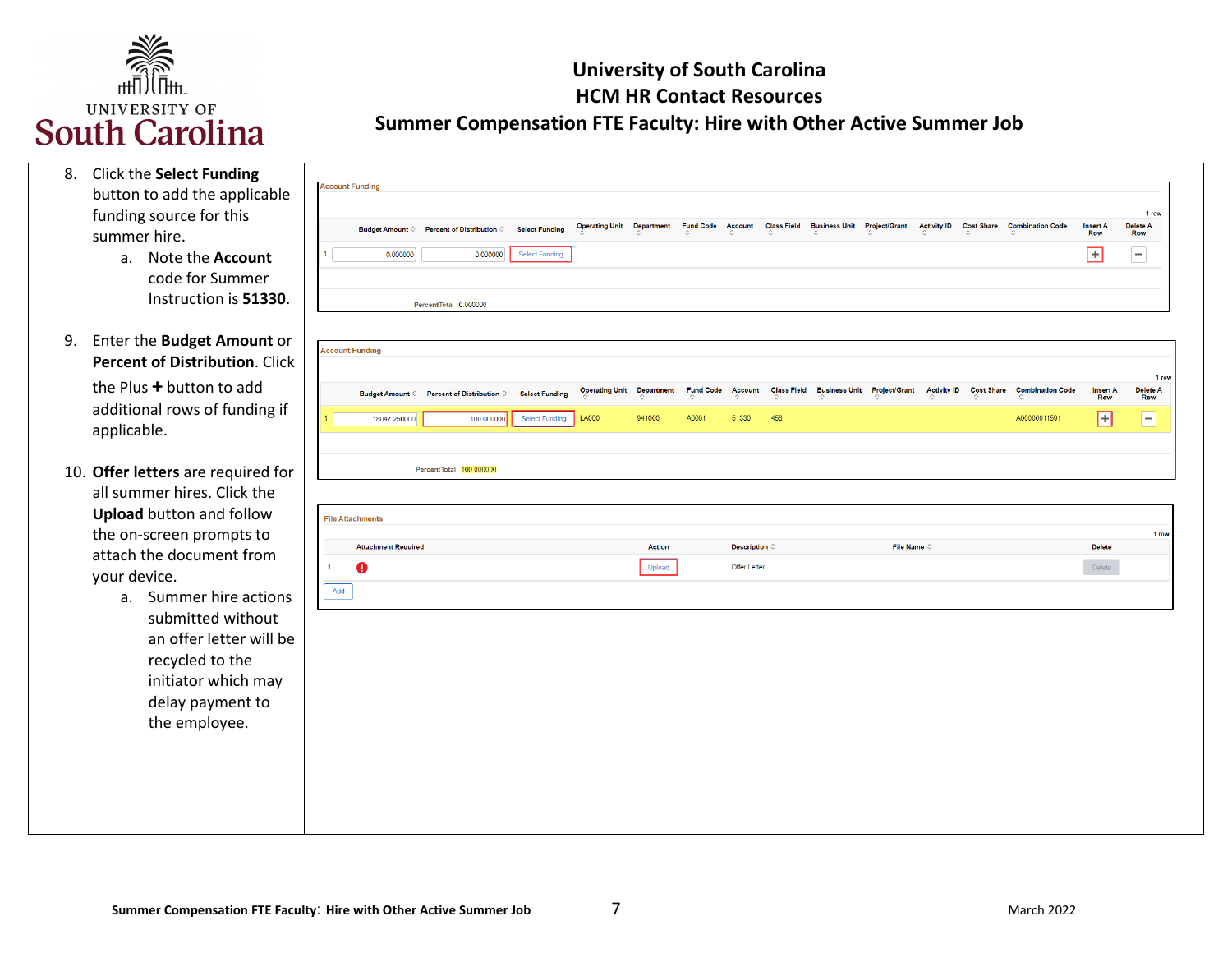8. Click the **Select Funding** button to add the applicable funding source for this summer hire.
   a. Note the **Account** code for Summer Instruction is **51330**.

9. Enter the **Budget Amount** or **Percent of Distribution**. Click the Plus **+** button to add additional rows of funding if applicable.

10. **Offer letters** are required for all summer hires. Click the **Upload** button and follow the on-screen prompts to attach the document from your device.
    a. Summer hire actions submitted without an offer letter will be recycled to the initiator which may delay payment to the employee.

**Account Funding**

| | Budget Amount | Percent of Distribution | Select Funding | Operating Unit | Department | Fund Code | Account | Class Field | Business Unit | Project/Grant | Activity ID | Cost Share | Combination Code | Insert A Row | Delete A Row |
|---|---|---|---|---|---|---|---|---|---|---|---|---|---|---|---|
| 1 | 0.000000 | 0.000000 | Select Funding | | | | | | | | | | | + | − |

PercentTotal 0.000000

**Account Funding**

| | Budget Amount | Percent of Distribution | Select Funding | Operating Unit | Department | Fund Code | Account | Class Field | Business Unit | Project/Grant | Activity ID | Cost Share | Combination Code | Insert A Row | Delete A Row |
|---|---|---|---|---|---|---|---|---|---|---|---|---|---|---|---|
| 1 | 18047.250000 | 100.000000 | Select Funding | LA000 | 941000 | A0001 | 51330 | 458 | | | | | A00000011591 | + | − |

PercentTotal 100.000000

**File Attachments**

| | Attachment Required | Action | Description | File Name | Delete |
|---|---|---|---|---|---|
| 1 | ! | Upload | Offer Letter | | Delete |

Add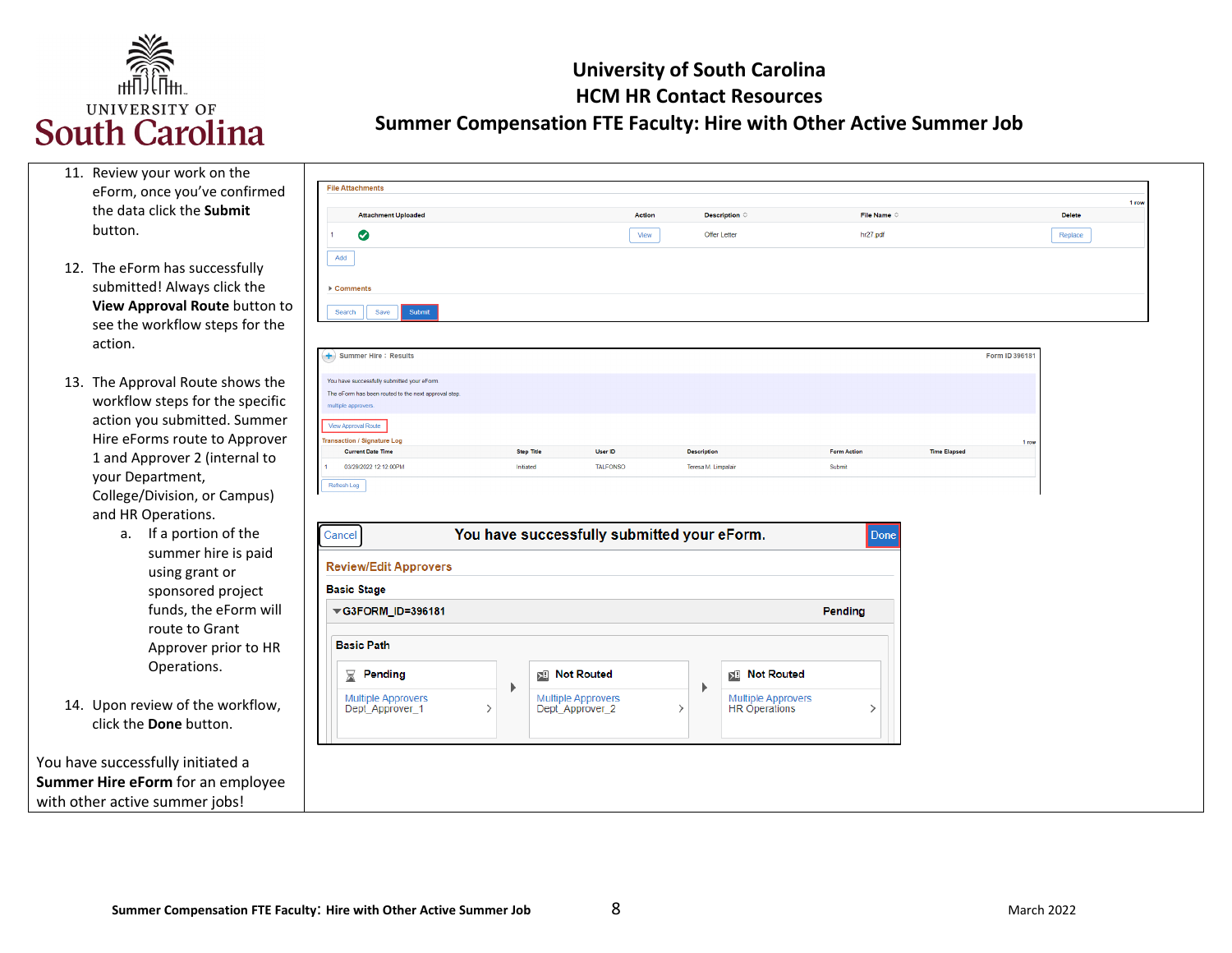11. Review your work on the eForm, once you've confirmed the data click the **Submit** button.

12. The eForm has successfully submitted! Always click the **View Approval Route** button to see the workflow steps for the action.

13. The Approval Route shows the workflow steps for the specific action you submitted. Summer Hire eForms route to Approver 1 and Approver 2 (internal to your Department, College/Division, or Campus) and HR Operations.
    a. If a portion of the summer hire is paid using grant or sponsored project funds, the eForm will route to Grant Approver prior to HR Operations.

14. Upon review of the workflow, click the **Done** button.

You have successfully initiated a **Summer Hire eForm** for an employee with other active summer jobs!